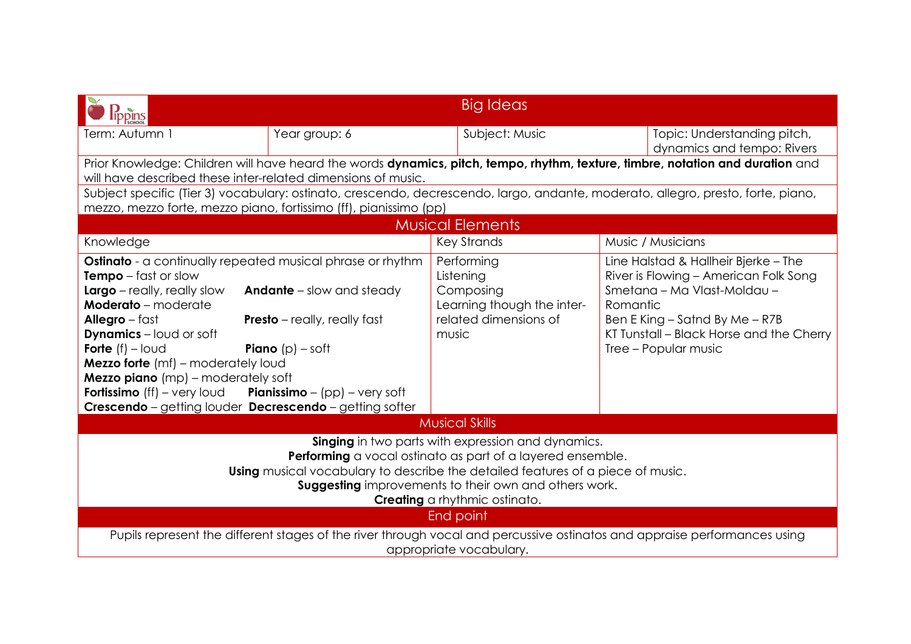## Big Ideas

| Term: Autumn 1 | Year group: 6 | Subject: Music | Topic: Understanding pitch, dynamics and tempo: Rivers |
|---|---|---|---|

Prior Knowledge: Children will have heard the words **dynamics, pitch, tempo, rhythm, texture, timbre, notation and duration** and will have described these inter-related dimensions of music.

Subject specific (Tier 3) vocabulary: ostinato, crescendo, decrescendo, largo, andante, moderato, allegro, presto, forte, piano, mezzo, mezzo forte, mezzo piano, fortissimo (ff), pianissimo (pp)

## Musical Elements

| Knowledge | Key Strands | Music / Musicians |
|---|---|---|
| **Ostinato** - a continually repeated musical phrase or rhythm<br>**Tempo** – fast or slow<br>**Largo** – really, really slow **Andante** – slow and steady<br>**Moderato** – moderate<br>**Allegro** – fast **Presto** – really, really fast<br>**Dynamics** – loud or soft<br>**Forte** (f) – loud **Piano** (p) – soft<br>**Mezzo forte** (mf) – moderately loud<br>**Mezzo piano** (mp) – moderately soft<br>**Fortissimo** (ff) – very loud **Pianissimo** – (pp) – very soft<br>**Crescendo** – getting louder **Decrescendo** – getting softer | Performing<br>Listening<br>Composing<br>Learning though the inter-related dimensions of music | Line Halstad & Hallheir Bjerke – The River is Flowing – American Folk Song<br>Smetana – Ma Vlast-Moldau – Romantic<br>Ben E King – Satnd By Me – R7B<br>KT Tunstall – Black Horse and the Cherry Tree – Popular music |

## Musical Skills

**Singing** in two parts with expression and dynamics.
**Performing** a vocal ostinato as part of a layered ensemble.
**Using** musical vocabulary to describe the detailed features of a piece of music.
**Suggesting** improvements to their own and others work.
**Creating** a rhythmic ostinato.

## End point

Pupils represent the different stages of the river through vocal and percussive ostinatos and appraise performances using appropriate vocabulary.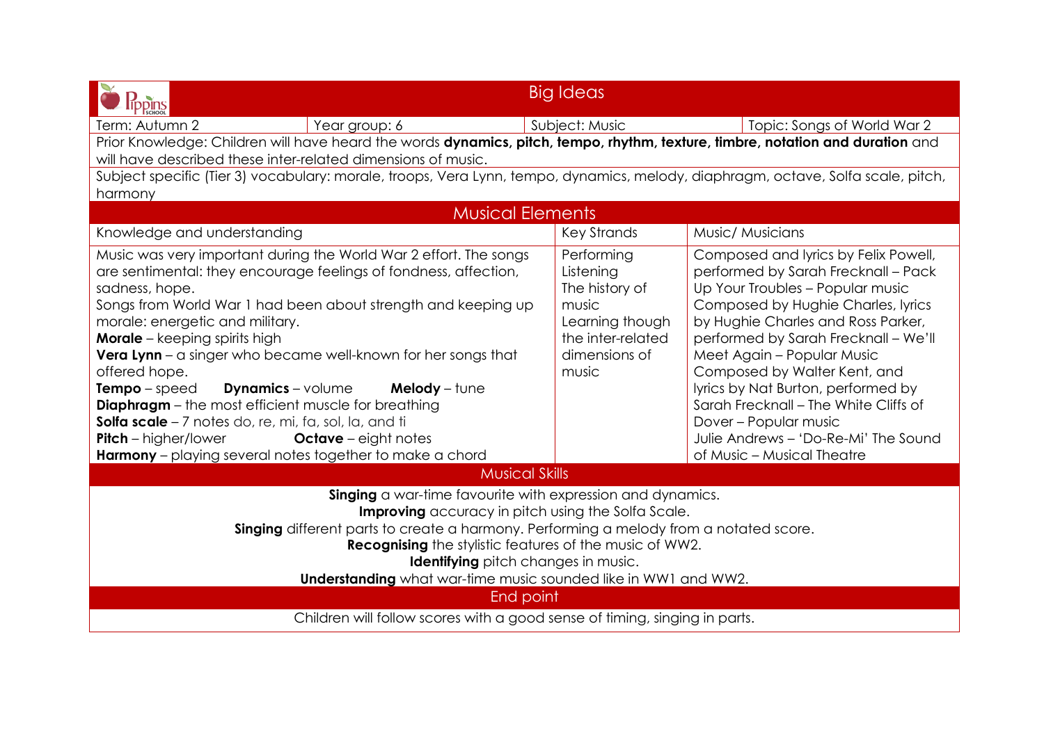# Big Ideas

| Term: Autumn 2 | Year group: 6 | Subject: Music | Topic: Songs of World War 2 |
|---|---|---|---|

Prior Knowledge: Children will have heard the words **dynamics, pitch, tempo, rhythm, texture, timbre, notation and duration** and will have described these inter-related dimensions of music.

Subject specific (Tier 3) vocabulary: morale, troops, Vera Lynn, tempo, dynamics, melody, diaphragm, octave, Solfa scale, pitch, harmony

## Musical Elements

| Knowledge and understanding | Key Strands | Music/ Musicians |
|---|---|---|
| Music was very important during the World War 2 effort. The songs are sentimental: they encourage feelings of fondness, affection, sadness, hope.<br>Songs from World War 1 had been about strength and keeping up morale: energetic and military.<br>**Morale** – keeping spirits high<br>**Vera Lynn** – a singer who became well-known for her songs that offered hope.<br>**Tempo** – speed **Dynamics** – volume **Melody** – tune<br>**Diaphragm** – the most efficient muscle for breathing<br>**Solfa scale** – 7 notes do, re, mi, fa, sol, la, and ti<br>**Pitch** – higher/lower **Octave** – eight notes<br>**Harmony** – playing several notes together to make a chord | Performing<br>Listening<br>The history of music<br>Learning though the inter-related dimensions of music | Composed and lyrics by Felix Powell, performed by Sarah Frecknall – Pack Up Your Troubles – Popular music<br>Composed by Hughie Charles, lyrics by Hughie Charles and Ross Parker, performed by Sarah Frecknall – We'll Meet Again – Popular Music<br>Composed by Walter Kent, and lyrics by Nat Burton, performed by Sarah Frecknall – The White Cliffs of Dover – Popular music<br>Julie Andrews – 'Do-Re-Mi' The Sound of Music – Musical Theatre |

## Musical Skills

**Singing** a war-time favourite with expression and dynamics.
**Improving** accuracy in pitch using the Solfa Scale.
**Singing** different parts to create a harmony. Performing a melody from a notated score.
**Recognising** the stylistic features of the music of WW2.
**Identifying** pitch changes in music.
**Understanding** what war-time music sounded like in WW1 and WW2.

## End point

Children will follow scores with a good sense of timing, singing in parts.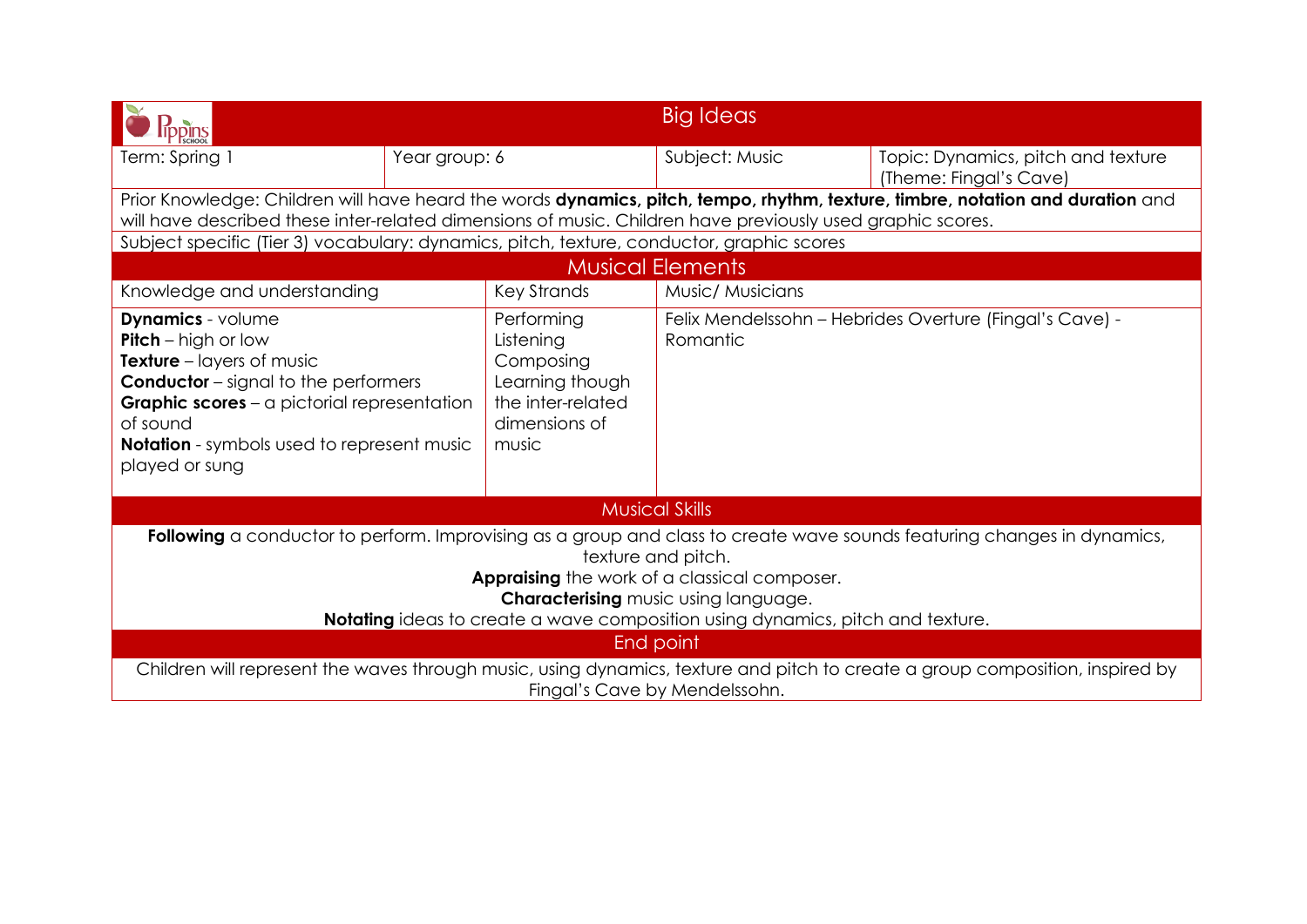| Pippins School | Big Ideas | | |
|---|---|---|---|
| Term: Spring 1 | Year group: 6 | Subject: Music | Topic: Dynamics, pitch and texture (Theme: Fingal's Cave) |

Prior Knowledge: Children will have heard the words **dynamics, pitch, tempo, rhythm, texture, timbre, notation and duration** and will have described these inter-related dimensions of music. Children have previously used graphic scores.

Subject specific (Tier 3) vocabulary: dynamics, pitch, texture, conductor, graphic scores

## Musical Elements

| Knowledge and understanding | Key Strands | Music/ Musicians |
|---|---|---|
| **Dynamics** - volume<br>**Pitch** – high or low<br>**Texture** – layers of music<br>**Conductor** – signal to the performers<br>**Graphic scores** – a pictorial representation of sound<br>**Notation** - symbols used to represent music played or sung | Performing<br>Listening<br>Composing<br>Learning though the inter-related dimensions of music | Felix Mendelssohn – Hebrides Overture (Fingal's Cave) - Romantic |

## Musical Skills

**Following** a conductor to perform. Improvising as a group and class to create wave sounds featuring changes in dynamics, texture and pitch.

**Appraising** the work of a classical composer.

**Characterising** music using language.

**Notating** ideas to create a wave composition using dynamics, pitch and texture.

## End point

Children will represent the waves through music, using dynamics, texture and pitch to create a group composition, inspired by Fingal's Cave by Mendelssohn.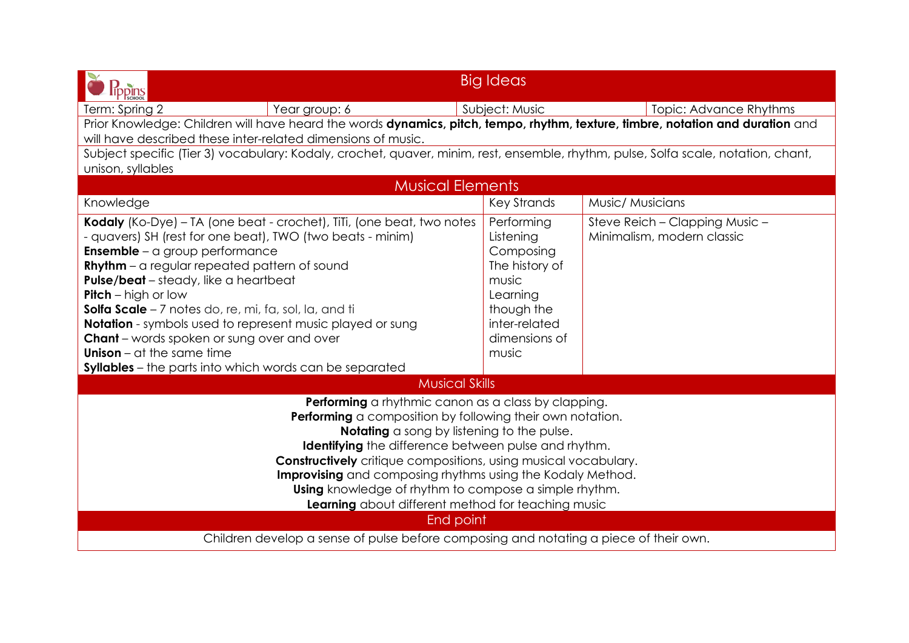# Big Ideas

| Term: Spring 2 | Year group: 6 | Subject: Music | Topic: Advance Rhythms |
|---|---|---|---|

Prior Knowledge: Children will have heard the words **dynamics, pitch, tempo, rhythm, texture, timbre, notation and duration** and will have described these inter-related dimensions of music.

Subject specific (Tier 3) vocabulary: Kodaly, crochet, quaver, minim, rest, ensemble, rhythm, pulse, Solfa scale, notation, chant, unison, syllables

## Musical Elements

| Knowledge | Key Strands | Music/ Musicians |
|---|---|---|
| **Kodaly** (Ko-Dye) – TA (one beat - crochet), TiTi, (one beat, two notes - quavers) SH (rest for one beat), TWO (two beats - minim)<br>**Ensemble** – a group performance<br>**Rhythm** – a regular repeated pattern of sound<br>**Pulse/beat** – steady, like a heartbeat<br>**Pitch** – high or low<br>**Solfa Scale** – 7 notes do, re, mi, fa, sol, la, and ti<br>**Notation** - symbols used to represent music played or sung<br>**Chant** – words spoken or sung over and over<br>**Unison** – at the same time<br>**Syllables** – the parts into which words can be separated | Performing<br>Listening<br>Composing<br>The history of music<br>Learning though the inter-related dimensions of music | Steve Reich – Clapping Music – Minimalism, modern classic |

## Musical Skills

**Performing** a rhythmic canon as a class by clapping.
**Performing** a composition by following their own notation.
**Notating** a song by listening to the pulse.
**Identifying** the difference between pulse and rhythm.
**Constructively** critique compositions, using musical vocabulary.
**Improvising** and composing rhythms using the Kodaly Method.
**Using** knowledge of rhythm to compose a simple rhythm.
**Learning** about different method for teaching music

## End point

Children develop a sense of pulse before composing and notating a piece of their own.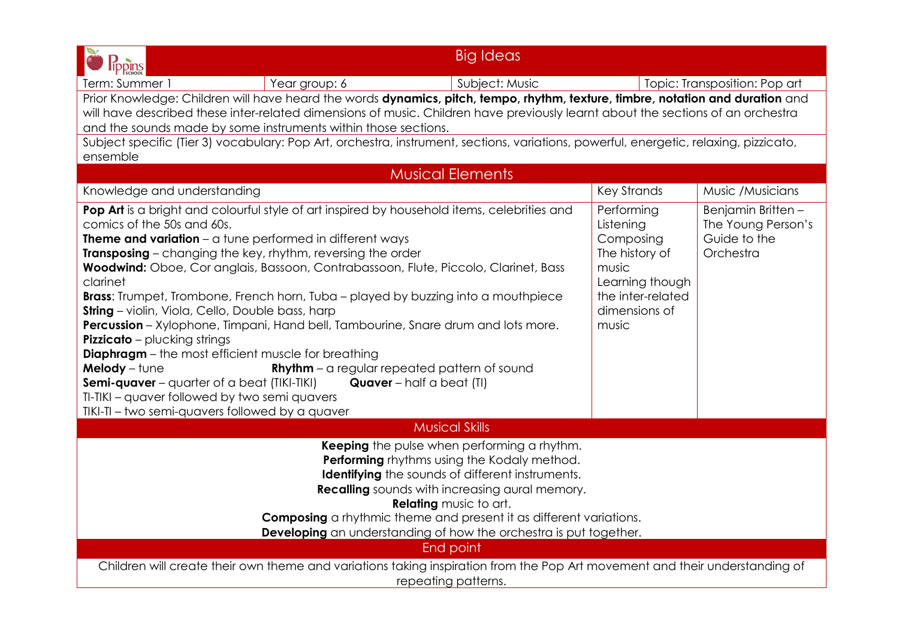# Big Ideas

| Term: Summer 1 | Year group: 6 | Subject: Music | Topic: Transposition: Pop art |
|---|---|---|---|

Prior Knowledge: Children will have heard the words **dynamics, pitch, tempo, rhythm, texture, timbre, notation and duration** and will have described these inter-related dimensions of music. Children have previously learnt about the sections of an orchestra and the sounds made by some instruments within those sections.

Subject specific (Tier 3) vocabulary: Pop Art, orchestra, instrument, sections, variations, powerful, energetic, relaxing, pizzicato, ensemble

## Musical Elements

| Knowledge and understanding | Key Strands | Music /Musicians |
|---|---|---|
| **Pop Art** is a bright and colourful style of art inspired by household items, celebrities and comics of the 50s and 60s.<br>**Theme and variation** – a tune performed in different ways<br>**Transposing** – changing the key, rhythm, reversing the order<br>**Woodwind:** Oboe, Cor anglais, Bassoon, Contrabassoon, Flute, Piccolo, Clarinet, Bass clarinet<br>**Brass**: Trumpet, Trombone, French horn, Tuba – played by buzzing into a mouthpiece<br>**String** – violin, Viola, Cello, Double bass, harp<br>**Percussion** – Xylophone, Timpani, Hand bell, Tambourine, Snare drum and lots more.<br>**Pizzicato** – plucking strings<br>**Diaphragm** – the most efficient muscle for breathing<br>**Melody** – tune **Rhythm** – a regular repeated pattern of sound<br>**Semi-quaver** – quarter of a beat (TIKI-TIKI) **Quaver** – half a beat (TI)<br>TI-TIKI – quaver followed by two semi quavers<br>TIKI-TI – two semi-quavers followed by a quaver | Performing<br>Listening<br>Composing<br>The history of music<br>Learning though the inter-related dimensions of music | Benjamin Britten – The Young Person's Guide to the Orchestra |

## Musical Skills

**Keeping** the pulse when performing a rhythm.
**Performing** rhythms using the Kodaly method.
**Identifying** the sounds of different instruments.
**Recalling** sounds with increasing aural memory.
**Relating** music to art.
**Composing** a rhythmic theme and present it as different variations.
**Developing** an understanding of how the orchestra is put together.

## End point

Children will create their own theme and variations taking inspiration from the Pop Art movement and their understanding of repeating patterns.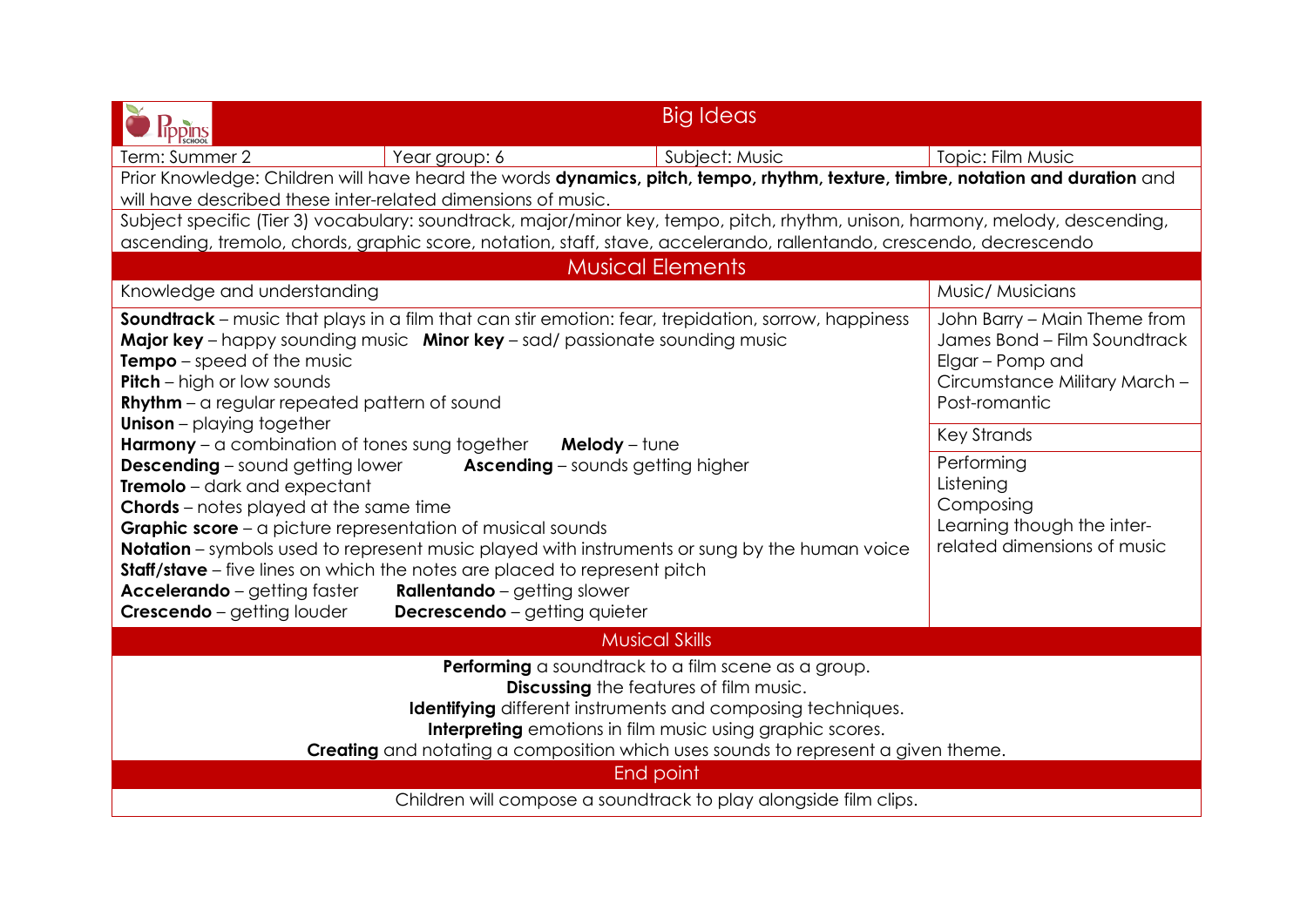# Big Ideas

| Term: Summer 2 | Year group: 6 | Subject: Music | Topic: Film Music |
|---|---|---|---|

Prior Knowledge: Children will have heard the words **dynamics, pitch, tempo, rhythm, texture, timbre, notation and duration** and will have described these inter-related dimensions of music.

Subject specific (Tier 3) vocabulary: soundtrack, major/minor key, tempo, pitch, rhythm, unison, harmony, melody, descending, ascending, tremolo, chords, graphic score, notation, staff, stave, accelerando, rallentando, crescendo, decrescendo

## Musical Elements

### Knowledge and understanding

**Soundtrack** – music that plays in a film that can stir emotion: fear, trepidation, sorrow, happiness
**Major key** – happy sounding music **Minor key** – sad/ passionate sounding music
**Tempo** – speed of the music
**Pitch** – high or low sounds
**Rhythm** – a regular repeated pattern of sound
**Unison** – playing together
**Harmony** – a combination of tones sung together **Melody** – tune
**Descending** – sound getting lower **Ascending** – sounds getting higher
**Tremolo** – dark and expectant
**Chords** – notes played at the same time
**Graphic score** – a picture representation of musical sounds
**Notation** – symbols used to represent music played with instruments or sung by the human voice
**Staff/stave** – five lines on which the notes are placed to represent pitch
**Accelerando** – getting faster **Rallentando** – getting slower
**Crescendo** – getting louder **Decrescendo** – getting quieter

### Music/ Musicians

John Barry – Main Theme from James Bond – Film Soundtrack
Elgar – Pomp and Circumstance Military March – Post-romantic

### Key Strands

Performing
Listening
Composing
Learning though the inter-related dimensions of music

## Musical Skills

**Performing** a soundtrack to a film scene as a group.
**Discussing** the features of film music.
**Identifying** different instruments and composing techniques.
**Interpreting** emotions in film music using graphic scores.
**Creating** and notating a composition which uses sounds to represent a given theme.

## End point

Children will compose a soundtrack to play alongside film clips.